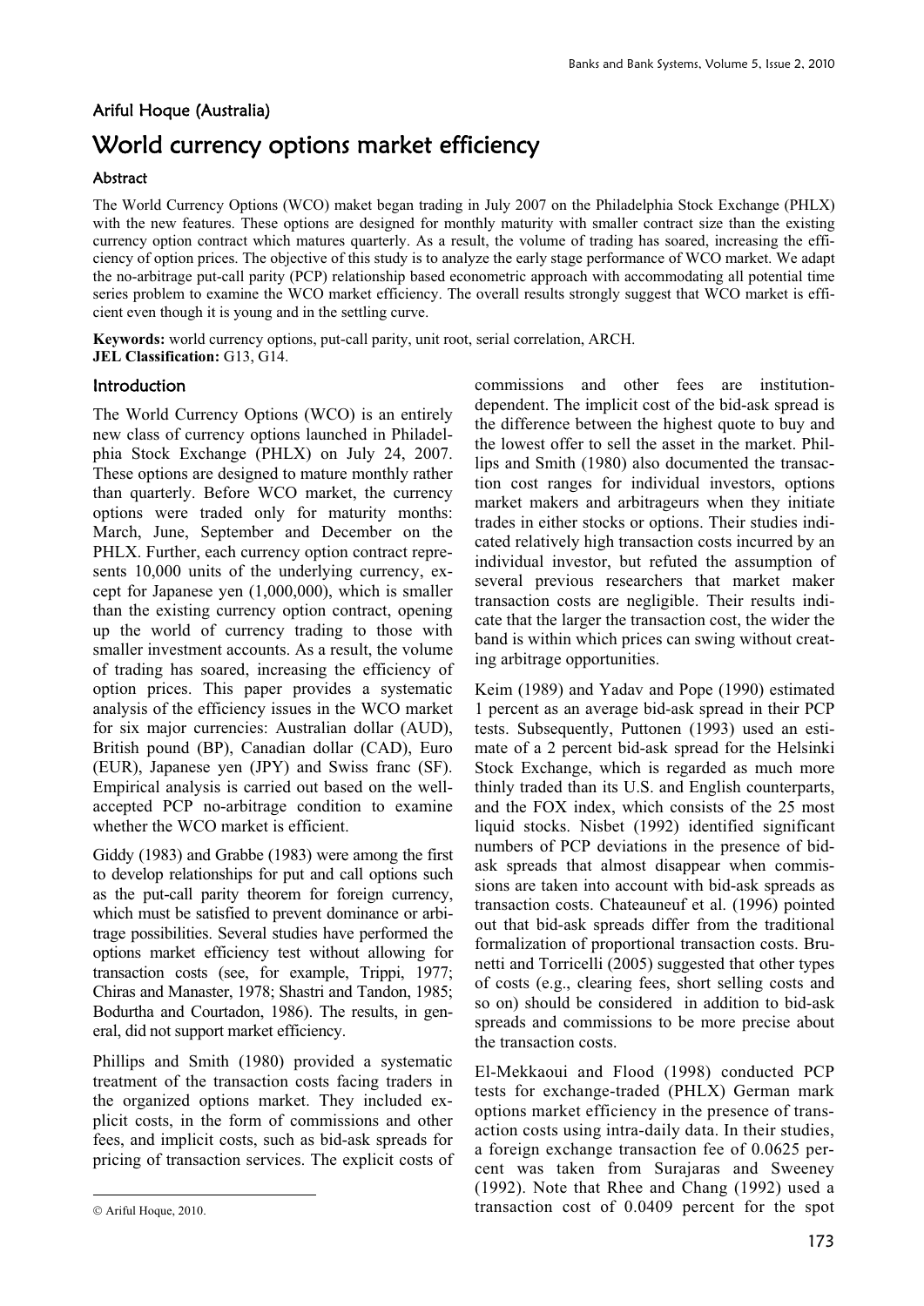Ariful Hoque (Australia)

# World currency options market efficiency

### Abstract

The World Currency Options (WCO) maket began trading in July 2007 on the Philadelphia Stock Exchange (PHLX) with the new features. These options are designed for monthly maturity with smaller contract size than the existing currency option contract which matures quarterly. As a result, the volume of trading has soared, increasing the efficiency of option prices. The objective of this study is to analyze the early stage performance of WCO market. We adapt the no-arbitrage put-call parity (PCP) relationship based econometric approach with accommodating all potential time series problem to examine the WCO market efficiency. The overall results strongly suggest that WCO market is efficient even though it is young and in the settling curve.

**Keywords:** world currency options, put-call parity, unit root, serial correlation, ARCH.
**JEL Classification:** G13, G14.

## Introduction

The World Currency Options (WCO) is an entirely new class of currency options launched in Philadelphia Stock Exchange (PHLX) on July 24, 2007. These options are designed to mature monthly rather than quarterly. Before WCO market, the currency options were traded only for maturity months: March, June, September and December on the PHLX. Further, each currency option contract represents 10,000 units of the underlying currency, except for Japanese yen (1,000,000), which is smaller than the existing currency option contract, opening up the world of currency trading to those with smaller investment accounts. As a result, the volume of trading has soared, increasing the efficiency of option prices. This paper provides a systematic analysis of the efficiency issues in the WCO market for six major currencies: Australian dollar (AUD), British pound (BP), Canadian dollar (CAD), Euro (EUR), Japanese yen (JPY) and Swiss franc (SF). Empirical analysis is carried out based on the well-accepted PCP no-arbitrage condition to examine whether the WCO market is efficient.

Giddy (1983) and Grabbe (1983) were among the first to develop relationships for put and call options such as the put-call parity theorem for foreign currency, which must be satisfied to prevent dominance or arbitrage possibilities. Several studies have performed the options market efficiency test without allowing for transaction costs (see, for example, Trippi, 1977; Chiras and Manaster, 1978; Shastri and Tandon, 1985; Bodurtha and Courtadon, 1986). The results, in general, did not support market efficiency.

Phillips and Smith (1980) provided a systematic treatment of the transaction costs facing traders in the organized options market. They included explicit costs, in the form of commissions and other fees, and implicit costs, such as bid-ask spreads for pricing of transaction services. The explicit costs of commissions and other fees are institution-dependent. The implicit cost of the bid-ask spread is the difference between the highest quote to buy and the lowest offer to sell the asset in the market. Phillips and Smith (1980) also documented the transaction cost ranges for individual investors, options market makers and arbitrageurs when they initiate trades in either stocks or options. Their studies indicated relatively high transaction costs incurred by an individual investor, but refuted the assumption of several previous researchers that market maker transaction costs are negligible. Their results indicate that the larger the transaction cost, the wider the band is within which prices can swing without creating arbitrage opportunities.

Keim (1989) and Yadav and Pope (1990) estimated 1 percent as an average bid-ask spread in their PCP tests. Subsequently, Puttonen (1993) used an estimate of a 2 percent bid-ask spread for the Helsinki Stock Exchange, which is regarded as much more thinly traded than its U.S. and English counterparts, and the FOX index, which consists of the 25 most liquid stocks. Nisbet (1992) identified significant numbers of PCP deviations in the presence of bid-ask spreads that almost disappear when commissions are taken into account with bid-ask spreads as transaction costs. Chateauneuf et al. (1996) pointed out that bid-ask spreads differ from the traditional formalization of proportional transaction costs. Brunetti and Torricelli (2005) suggested that other types of costs (e.g., clearing fees, short selling costs and so on) should be considered in addition to bid-ask spreads and commissions to be more precise about the transaction costs.

El-Mekkaoui and Flood (1998) conducted PCP tests for exchange-traded (PHLX) German mark options market efficiency in the presence of transaction costs using intra-daily data. In their studies, a foreign exchange transaction fee of 0.0625 percent was taken from Surajaras and Sweeney (1992). Note that Rhee and Chang (1992) used a transaction cost of 0.0409 percent for the spot

© Ariful Hoque, 2010.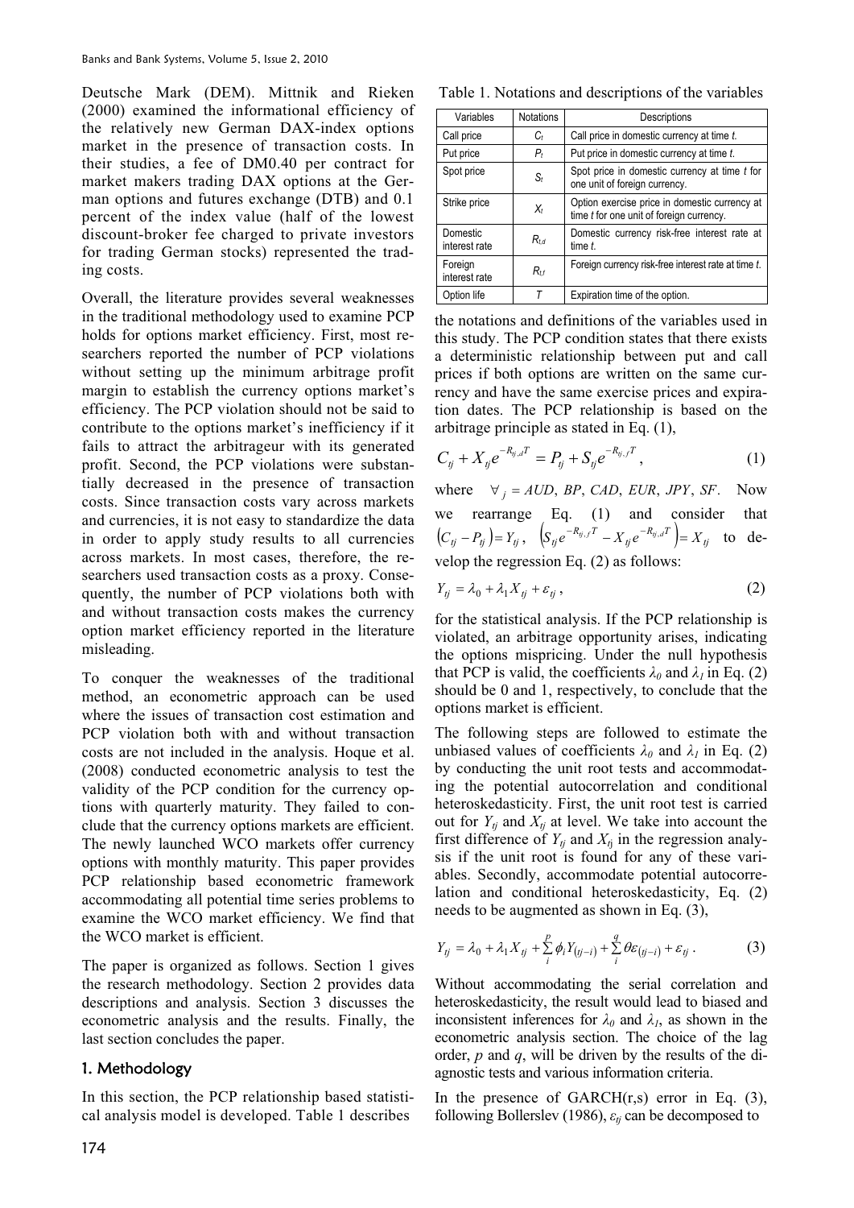Deutsche Mark (DEM). Mittnik and Rieken (2000) examined the informational efficiency of the relatively new German DAX-index options market in the presence of transaction costs. In their studies, a fee of DM0.40 per contract for market makers trading DAX options at the German options and futures exchange (DTB) and 0.1 percent of the index value (half of the lowest discount-broker fee charged to private investors for trading German stocks) represented the trading costs.

Overall, the literature provides several weaknesses in the traditional methodology used to examine PCP holds for options market efficiency. First, most researchers reported the number of PCP violations without setting up the minimum arbitrage profit margin to establish the currency options market's efficiency. The PCP violation should not be said to contribute to the options market's inefficiency if it fails to attract the arbitrageur with its generated profit. Second, the PCP violations were substantially decreased in the presence of transaction costs. Since transaction costs vary across markets and currencies, it is not easy to standardize the data in order to apply study results to all currencies across markets. In most cases, therefore, the researchers used transaction costs as a proxy. Consequently, the number of PCP violations both with and without transaction costs makes the currency option market efficiency reported in the literature misleading.

To conquer the weaknesses of the traditional method, an econometric approach can be used where the issues of transaction cost estimation and PCP violation both with and without transaction costs are not included in the analysis. Hoque et al. (2008) conducted econometric analysis to test the validity of the PCP condition for the currency options with quarterly maturity. They failed to conclude that the currency options markets are efficient. The newly launched WCO markets offer currency options with monthly maturity. This paper provides PCP relationship based econometric framework accommodating all potential time series problems to examine the WCO market efficiency. We find that the WCO market is efficient.

The paper is organized as follows. Section 1 gives the research methodology. Section 2 provides data descriptions and analysis. Section 3 discusses the econometric analysis and the results. Finally, the last section concludes the paper.

## 1. Methodology

In this section, the PCP relationship based statistical analysis model is developed. Table 1 describes the notations and definitions of the variables used in this study. The PCP condition states that there exists a deterministic relationship between put and call prices if both options are written on the same currency and have the same exercise prices and expiration dates. The PCP relationship is based on the arbitrage principle as stated in Eq. (1),

Table 1. Notations and descriptions of the variables

| Variables | Notations | Descriptions |
|---|---|---|
| Call price | $C_t$ | Call price in domestic currency at time *t*. |
| Put price | $P_t$ | Put price in domestic currency at time *t*. |
| Spot price | $S_t$ | Spot price in domestic currency at time *t* for one unit of foreign currency. |
| Strike price | $X_t$ | Option exercise price in domestic currency at time *t* for one unit of foreign currency. |
| Domestic interest rate | $R_{t,d}$ | Domestic currency risk-free interest rate at time *t*. |
| Foreign interest rate | $R_{t,f}$ | Foreign currency risk-free interest rate at time *t*. |
| Option life | $T$ | Expiration time of the option. |

$$C_{tj} + X_{tj} e^{-R_{tj,d}T} = P_{tj} + S_{tj} e^{-R_{tj,f}T}, \tag{1}$$

where $\forall_j = AUD, BP, CAD, EUR, JPY, SF$. Now we rearrange Eq. (1) and consider that $(C_{tj} - P_{tj}) = Y_{tj}$, $\left(S_{tj} e^{-R_{tj,f}T} - X_{tj} e^{-R_{tj,d}T}\right) = X_{tj}$ to develop the regression Eq. (2) as follows:

$$Y_{tj} = \lambda_0 + \lambda_1 X_{tj} + \varepsilon_{tj}, \tag{2}$$

for the statistical analysis. If the PCP relationship is violated, an arbitrage opportunity arises, indicating the options mispricing. Under the null hypothesis that PCP is valid, the coefficients $\lambda_0$ and $\lambda_1$ in Eq. (2) should be 0 and 1, respectively, to conclude that the options market is efficient.

The following steps are followed to estimate the unbiased values of coefficients $\lambda_0$ and $\lambda_1$ in Eq. (2) by conducting the unit root tests and accommodating the potential autocorrelation and conditional heteroskedasticity. First, the unit root test is carried out for $Y_{tj}$ and $X_{tj}$ at level. We take into account the first difference of $Y_{tj}$ and $X_{tj}$ in the regression analysis if the unit root is found for any of these variables. Secondly, accommodate potential autocorrelation and conditional heteroskedasticity, Eq. (2) needs to be augmented as shown in Eq. (3),

$$Y_{tj} = \lambda_0 + \lambda_1 X_{tj} + \sum_i^p \phi_i Y_{(tj-i)} + \sum_i^q \theta \varepsilon_{(tj-i)} + \varepsilon_{tj}. \tag{3}$$

Without accommodating the serial correlation and heteroskedasticity, the result would lead to biased and inconsistent inferences for $\lambda_0$ and $\lambda_1$, as shown in the econometric analysis section. The choice of the lag order, *p* and *q*, will be driven by the results of the diagnostic tests and various information criteria.

In the presence of GARCH(r,s) error in Eq. (3), following Bollerslev (1986), $\varepsilon_{tj}$ can be decomposed to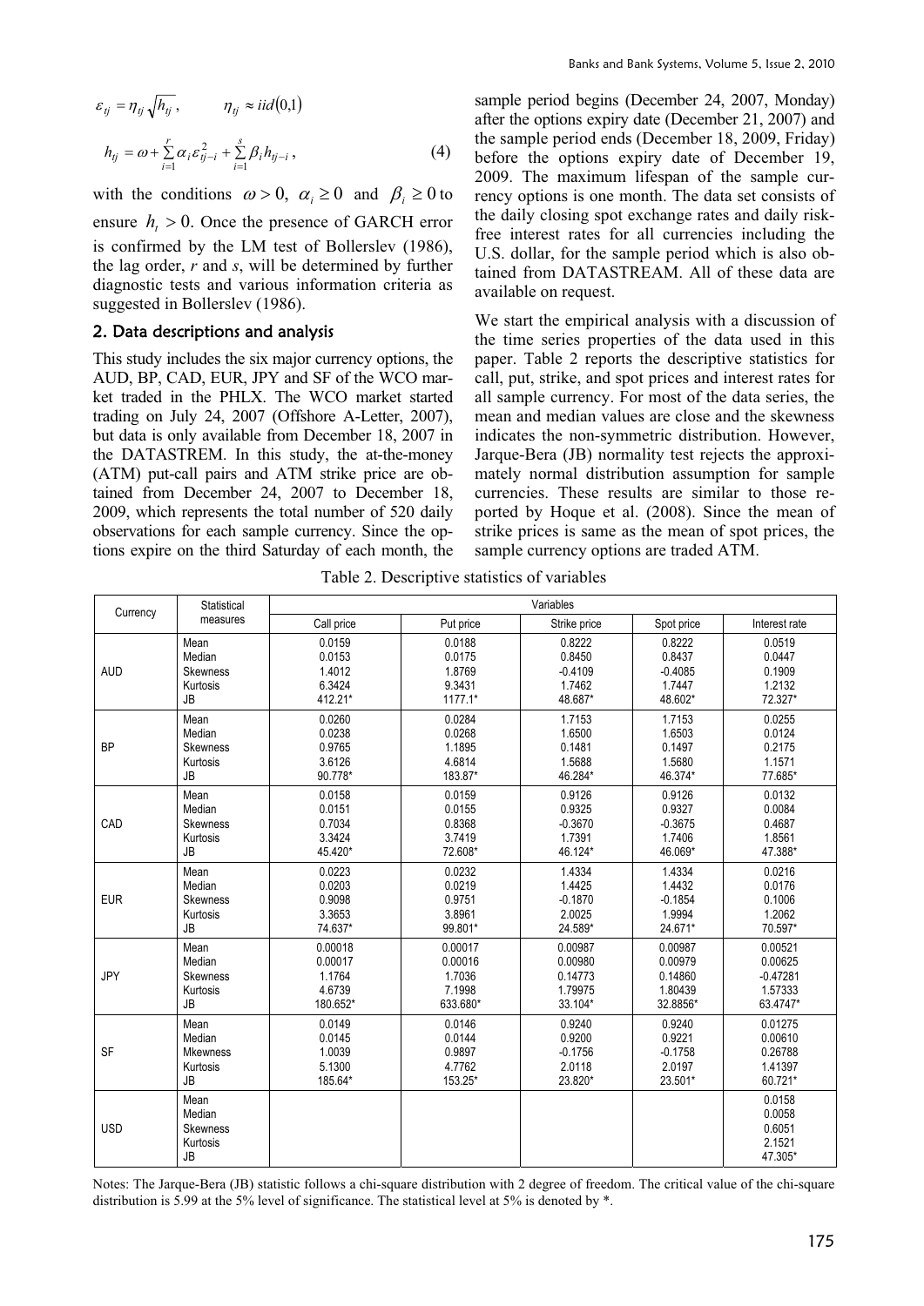$$\varepsilon_{tj} = \eta_{tj}\sqrt{h_{tj}}, \qquad \eta_{tj} \approx iid(0,1)$$

$$h_{tj} = \omega + \sum_{i=1}^{r}\alpha_i \varepsilon_{tj-i}^2 + \sum_{i=1}^{s}\beta_i h_{tj-i}, \tag{4}$$

with the conditions $\omega > 0,\ \alpha_i \geq 0$ and $\beta_i \geq 0$ to ensure $h_t > 0$. Once the presence of GARCH error is confirmed by the LM test of Bollerslev (1986), the lag order, *r* and *s*, will be determined by further diagnostic tests and various information criteria as suggested in Bollerslev (1986).

## 2. Data descriptions and analysis

This study includes the six major currency options, the AUD, BP, CAD, EUR, JPY and SF of the WCO market traded in the PHLX. The WCO market started trading on July 24, 2007 (Offshore A-Letter, 2007), but data is only available from December 18, 2007 in the DATASTREM. In this study, the at-the-money (ATM) put-call pairs and ATM strike price are obtained from December 24, 2007 to December 18, 2009, which represents the total number of 520 daily observations for each sample currency. Since the options expire on the third Saturday of each month, the sample period begins (December 24, 2007, Monday) after the options expiry date (December 21, 2007) and the sample period ends (December 18, 2009, Friday) before the options expiry date of December 19, 2009. The maximum lifespan of the sample currency options is one month. The data set consists of the daily closing spot exchange rates and daily risk-free interest rates for all currencies including the U.S. dollar, for the sample period which is also obtained from DATASTREAM. All of these data are available on request.

We start the empirical analysis with a discussion of the time series properties of the data used in this paper. Table 2 reports the descriptive statistics for call, put, strike, and spot prices and interest rates for all sample currency. For most of the data series, the mean and median values are close and the skewness indicates the non-symmetric distribution. However, Jarque-Bera (JB) normality test rejects the approximately normal distribution assumption for sample currencies. These results are similar to those reported by Hoque et al. (2008). Since the mean of strike prices is same as the mean of spot prices, the sample currency options are traded ATM.

Table 2. Descriptive statistics of variables

| Currency | Statistical measures | Variables | | | | |
|---|---|---|---|---|---|---|
| | | Call price | Put price | Strike price | Spot price | Interest rate |
| AUD | Mean | 0.0159 | 0.0188 | 0.8222 | 0.8222 | 0.0519 |
| | Median | 0.0153 | 0.0175 | 0.8450 | 0.8437 | 0.0447 |
| | Skewness | 1.4012 | 1.8769 | -0.4109 | -0.4085 | 0.1909 |
| | Kurtosis | 6.3424 | 9.3431 | 1.7462 | 1.7447 | 1.2132 |
| | JB | 412.21* | 1177.1* | 48.687* | 48.602* | 72.327* |
| BP | Mean | 0.0260 | 0.0284 | 1.7153 | 1.7153 | 0.0255 |
| | Median | 0.0238 | 0.0268 | 1.6500 | 1.6503 | 0.0124 |
| | Skewness | 0.9765 | 1.1895 | 0.1481 | 0.1497 | 0.2175 |
| | Kurtosis | 3.6126 | 4.6814 | 1.5688 | 1.5680 | 1.1571 |
| | JB | 90.778* | 183.87* | 46.284* | 46.374* | 77.685* |
| CAD | Mean | 0.0158 | 0.0159 | 0.9126 | 0.9126 | 0.0132 |
| | Median | 0.0151 | 0.0155 | 0.9325 | 0.9327 | 0.0084 |
| | Skewness | 0.7034 | 0.8368 | -0.3670 | -0.3675 | 0.4687 |
| | Kurtosis | 3.3424 | 3.7419 | 1.7391 | 1.7406 | 1.8561 |
| | JB | 45.420* | 72.608* | 46.124* | 46.069* | 47.388* |
| EUR | Mean | 0.0223 | 0.0232 | 1.4334 | 1.4334 | 0.0216 |
| | Median | 0.0203 | 0.0219 | 1.4425 | 1.4432 | 0.0176 |
| | Skewness | 0.9098 | 0.9751 | -0.1870 | -0.1854 | 0.1006 |
| | Kurtosis | 3.3653 | 3.8961 | 2.0025 | 1.9994 | 1.2062 |
| | JB | 74.637* | 99.801* | 24.589* | 24.671* | 70.597* |
| JPY | Mean | 0.00018 | 0.00017 | 0.00987 | 0.00987 | 0.00521 |
| | Median | 0.00017 | 0.00016 | 0.00980 | 0.00979 | 0.00625 |
| | Skewness | 1.1764 | 1.7036 | 0.14773 | 0.14860 | -0.47281 |
| | Kurtosis | 4.6739 | 7.1998 | 1.79975 | 1.80439 | 1.57333 |
| | JB | 180.652* | 633.680* | 33.104* | 32.8856* | 63.4747* |
| SF | Mean | 0.0149 | 0.0146 | 0.9240 | 0.9240 | 0.01275 |
| | Median | 0.0145 | 0.0144 | 0.9200 | 0.9221 | 0.00610 |
| | Mkewness | 1.0039 | 0.9897 | -0.1756 | -0.1758 | 0.26788 |
| | Kurtosis | 5.1300 | 4.7762 | 2.0118 | 2.0197 | 1.41397 |
| | JB | 185.64* | 153.25* | 23.820* | 23.501* | 60.721* |
| USD | Mean | | | | | 0.0158 |
| | Median | | | | | 0.0058 |
| | Skewness | | | | | 0.6051 |
| | Kurtosis | | | | | 2.1521 |
| | JB | | | | | 47.305* |

Notes: The Jarque-Bera (JB) statistic follows a chi-square distribution with 2 degree of freedom. The critical value of the chi-square distribution is 5.99 at the 5% level of significance. The statistical level at 5% is denoted by *.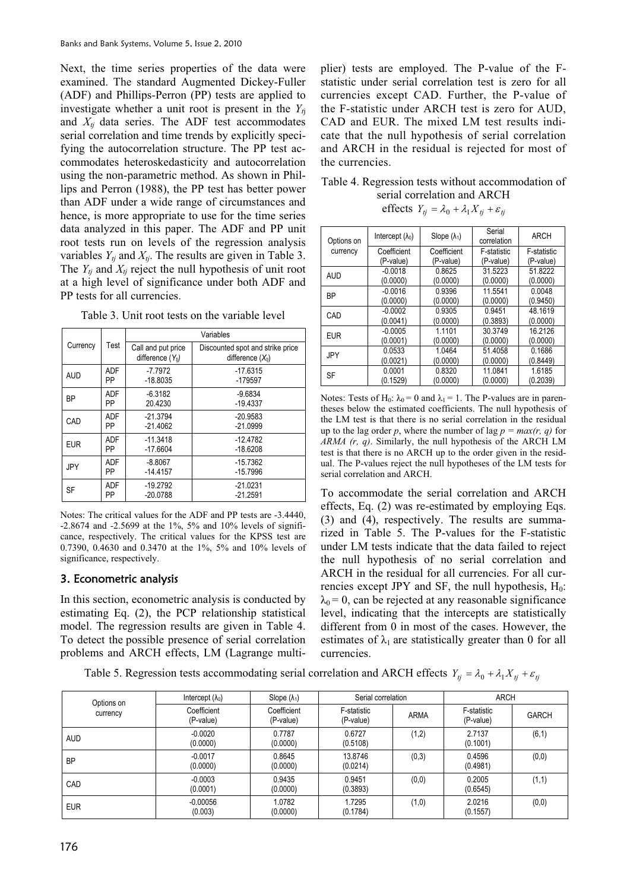Next, the time series properties of the data were examined. The standard Augmented Dickey-Fuller (ADF) and Phillips-Perron (PP) tests are applied to investigate whether a unit root is present in the $Y_{tj}$ and $X_{tj}$ data series. The ADF test accommodates serial correlation and time trends by explicitly specifying the autocorrelation structure. The PP test accommodates heteroskedasticity and autocorrelation using the non-parametric method. As shown in Phillips and Perron (1988), the PP test has better power than ADF under a wide range of circumstances and hence, is more appropriate to use for the time series data analyzed in this paper. The ADF and PP unit root tests run on levels of the regression analysis variables $Y_{tj}$ and $X_{tj}$. The results are given in Table 3. The $Y_{tj}$ and $X_{tj}$ reject the null hypothesis of unit root at a high level of significance under both ADF and PP tests for all currencies.

Table 3. Unit root tests on the variable level

| Currency | Test | Variables | |
|---|---|---|---|
| | | Call and put price difference ($Y_{tj}$) | Discounted spot and strike price difference ($X_{tj}$) |
| AUD | ADF<br>PP | -7.7972<br>-18.8035 | -17.6315<br>-179597 |
| BP | ADF<br>PP | -6.3182<br>20.4230 | -9.6834<br>-19.4337 |
| CAD | ADF<br>PP | -21.3794<br>-21.4062 | -20.9583<br>-21.0999 |
| EUR | ADF<br>PP | -11.3418<br>-17.6604 | -12.4782<br>-18.6208 |
| JPY | ADF<br>PP | -8.8067<br>-14.4157 | -15.7362<br>-15.7996 |
| SF | ADF<br>PP | -19.2792<br>-20.0788 | -21.0231<br>-21.2591 |

Notes: The critical values for the ADF and PP tests are -3.4440, -2.8674 and -2.5699 at the 1%, 5% and 10% levels of significance, respectively. The critical values for the KPSS test are 0.7390, 0.4630 and 0.3470 at the 1%, 5% and 10% levels of significance, respectively.

## 3. Econometric analysis

In this section, econometric analysis is conducted by estimating Eq. (2), the PCP relationship statistical model. The regression results are given in Table 4. To detect the possible presence of serial correlation problems and ARCH effects, LM (Lagrange multiplier) tests are employed. The P-value of the F-statistic under serial correlation test is zero for all currencies except CAD. Further, the P-value of the F-statistic under ARCH test is zero for AUD, CAD and EUR. The mixed LM test results indicate that the null hypothesis of serial correlation and ARCH in the residual is rejected for most of the currencies.

Table 4. Regression tests without accommodation of serial correlation and ARCH effects $Y_{tj} = \lambda_0 + \lambda_1 X_{tj} + \varepsilon_{tj}$

| Options on currency | Intercept ($\lambda_0$) | Slope ($\lambda_1$) | Serial correlation | ARCH |
|---|---|---|---|---|
| | Coefficient (P-value) | Coefficient (P-value) | F-statistic (P-value) | F-statistic (P-value) |
| AUD | -0.0018<br>(0.0000) | 0.8625<br>(0.0000) | 31.5223<br>(0.0000) | 51.8222<br>(0.0000) |
| BP | -0.0016<br>(0.0000) | 0.9396<br>(0.0000) | 11.5541<br>(0.0000) | 0.0048<br>(0.9450) |
| CAD | -0.0002<br>(0.0041) | 0.9305<br>(0.0000) | 0.9451<br>(0.3893) | 48.1619<br>(0.0000) |
| EUR | -0.0005<br>(0.0001) | 1.1101<br>(0.0000) | 30.3749<br>(0.0000) | 16.2126<br>(0.0000) |
| JPY | 0.0533<br>(0.0021) | 1.0464<br>(0.0000) | 51.4058<br>(0.0000) | 0.1686<br>(0.8449) |
| SF | 0.0001<br>(0.1529) | 0.8320<br>(0.0000) | 11.0841<br>(0.0000) | 1.6185<br>(0.2039) |

Notes: Tests of $H_0$: $\lambda_0 = 0$ and $\lambda_1 = 1$. The P-values are in parentheses below the estimated coefficients. The null hypothesis of the LM test is that there is no serial correlation in the residual up to the lag order *p*, where the number of lag *p = max(r, q)* for *ARMA (r, q)*. Similarly, the null hypothesis of the ARCH LM test is that there is no ARCH up to the order given in the residual. The P-values reject the null hypotheses of the LM tests for serial correlation and ARCH.

To accommodate the serial correlation and ARCH effects, Eq. (2) was re-estimated by employing Eqs. (3) and (4), respectively. The results are summarized in Table 5. The P-values for the F-statistic under LM tests indicate that the data failed to reject the null hypothesis of no serial correlation and ARCH in the residual for all currencies. For all currencies except JPY and SF, the null hypothesis, $H_0$: $\lambda_0 = 0$, can be rejected at any reasonable significance level, indicating that the intercepts are statistically different from 0 in most of the cases. However, the estimates of $\lambda_1$ are statistically greater than 0 for all currencies.

Table 5. Regression tests accommodating serial correlation and ARCH effects $Y_{tj} = \lambda_0 + \lambda_1 X_{tj} + \varepsilon_{tj}$

| Options on currency | Intercept ($\lambda_0$) | Slope ($\lambda_1$) | Serial correlation | | ARCH | |
|---|---|---|---|---|---|---|
| | Coefficient (P-value) | Coefficient (P-value) | F-statistic (P-value) | ARMA | F-statistic (P-value) | GARCH |
| AUD | -0.0020<br>(0.0000) | 0.7787<br>(0.0000) | 0.6727<br>(0.5108) | (1,2) | 2.7137<br>(0.1001) | (6,1) |
| BP | -0.0017<br>(0.0000) | 0.8645<br>(0.0000) | 13.8746<br>(0.0214) | (0,3) | 0.4596<br>(0.4981) | (0,0) |
| CAD | -0.0003<br>(0.0001) | 0.9435<br>(0.0000) | 0.9451<br>(0.3893) | (0,0) | 0.2005<br>(0.6545) | (1,1) |
| EUR | -0.00056<br>(0.003) | 1.0782<br>(0.0000) | 1.7295<br>(0.1784) | (1,0) | 2.0216<br>(0.1557) | (0,0) |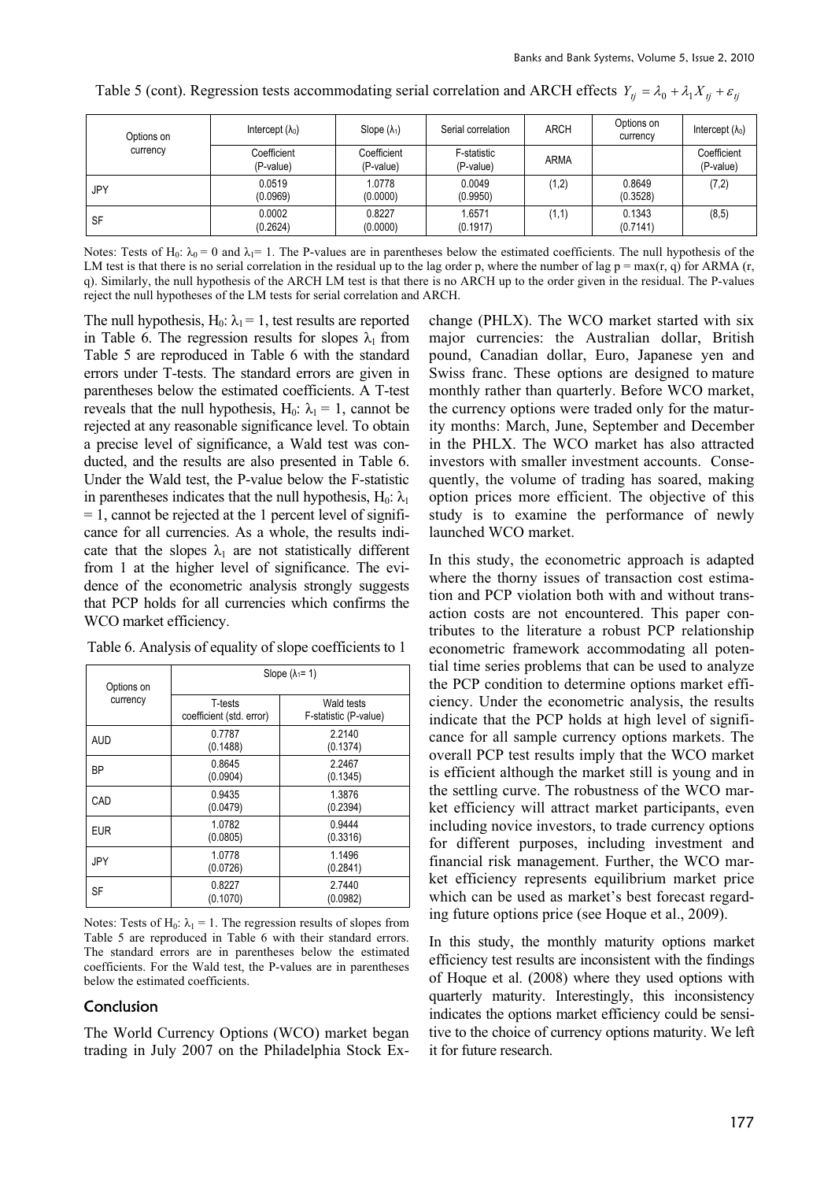Table 5 (cont). Regression tests accommodating serial correlation and ARCH effects $Y_{tj} = \lambda_0 + \lambda_1 X_{tj} + \varepsilon_{tj}$

| Options on currency | Intercept ($\lambda_0$) | Slope ($\lambda_1$) | Serial correlation | ARCH | Options on currency | Intercept ($\lambda_0$) |
|---|---|---|---|---|---|---|
| | Coefficient (P-value) | Coefficient (P-value) | F-statistic (P-value) | ARMA | | Coefficient (P-value) |
| JPY | 0.0519 (0.0969) | 1.0778 (0.0000) | 0.0049 (0.9950) | (1,2) | 0.8649 (0.3528) | (7,2) |
| SF | 0.0002 (0.2624) | 0.8227 (0.0000) | 1.6571 (0.1917) | (1,1) | 0.1343 (0.7141) | (8,5) |

Notes: Tests of $H_0$: $\lambda_0 = 0$ and $\lambda_1 = 1$. The P-values are in parentheses below the estimated coefficients. The null hypothesis of the LM test is that there is no serial correlation in the residual up to the lag order p, where the number of lag p = max(r, q) for ARMA (r, q). Similarly, the null hypothesis of the ARCH LM test is that there is no ARCH up to the order given in the residual. The P-values reject the null hypotheses of the LM tests for serial correlation and ARCH.

The null hypothesis, $H_0$: $\lambda_1 = 1$, test results are reported in Table 6. The regression results for slopes $\lambda_1$ from Table 5 are reproduced in Table 6 with the standard errors under T-tests. The standard errors are given in parentheses below the estimated coefficients. A T-test reveals that the null hypothesis, $H_0$: $\lambda_1 = 1$, cannot be rejected at any reasonable significance level. To obtain a precise level of significance, a Wald test was conducted, and the results are also presented in Table 6. Under the Wald test, the P-value below the F-statistic in parentheses indicates that the null hypothesis, $H_0$: $\lambda_1 = 1$, cannot be rejected at the 1 percent level of significance for all currencies. As a whole, the results indicate that the slopes $\lambda_1$ are not statistically different from 1 at the higher level of significance. The evidence of the econometric analysis strongly suggests that PCP holds for all currencies which confirms the WCO market efficiency.

Table 6. Analysis of equality of slope coefficients to 1

| Options on currency | Slope ($\lambda_1$= 1) | |
|---|---|---|
| | T-tests coefficient (std. error) | Wald tests F-statistic (P-value) |
| AUD | 0.7787 (0.1488) | 2.2140 (0.1374) |
| BP | 0.8645 (0.0904) | 2.2467 (0.1345) |
| CAD | 0.9435 (0.0479) | 1.3876 (0.2394) |
| EUR | 1.0782 (0.0805) | 0.9444 (0.3316) |
| JPY | 1.0778 (0.0726) | 1.1496 (0.2841) |
| SF | 0.8227 (0.1070) | 2.7440 (0.0982) |

Notes: Tests of $H_0$: $\lambda_1 = 1$. The regression results of slopes from Table 5 are reproduced in Table 6 with their standard errors. The standard errors are in parentheses below the estimated coefficients. For the Wald test, the P-values are in parentheses below the estimated coefficients.

## Conclusion

The World Currency Options (WCO) market began trading in July 2007 on the Philadelphia Stock Exchange (PHLX). The WCO market started with six major currencies: the Australian dollar, British pound, Canadian dollar, Euro, Japanese yen and Swiss franc. These options are designed to mature monthly rather than quarterly. Before WCO market, the currency options were traded only for the maturity months: March, June, September and December in the PHLX. The WCO market has also attracted investors with smaller investment accounts. Consequently, the volume of trading has soared, making option prices more efficient. The objective of this study is to examine the performance of newly launched WCO market.

In this study, the econometric approach is adapted where the thorny issues of transaction cost estimation and PCP violation both with and without transaction costs are not encountered. This paper contributes to the literature a robust PCP relationship econometric framework accommodating all potential time series problems that can be used to analyze the PCP condition to determine options market efficiency. Under the econometric analysis, the results indicate that the PCP holds at high level of significance for all sample currency options markets. The overall PCP test results imply that the WCO market is efficient although the market still is young and in the settling curve. The robustness of the WCO market efficiency will attract market participants, even including novice investors, to trade currency options for different purposes, including investment and financial risk management. Further, the WCO market efficiency represents equilibrium market price which can be used as market's best forecast regarding future options price (see Hoque et al., 2009).

In this study, the monthly maturity options market efficiency test results are inconsistent with the findings of Hoque et al. (2008) where they used options with quarterly maturity. Interestingly, this inconsistency indicates the options market efficiency could be sensitive to the choice of currency options maturity. We left it for future research.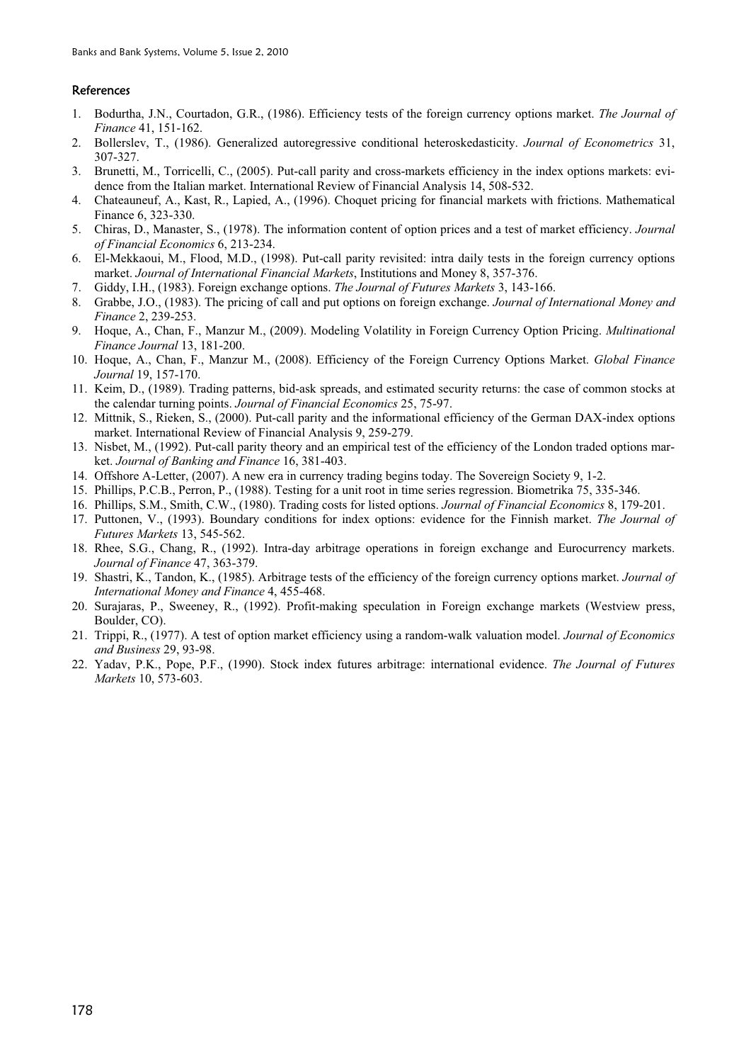### References

1. Bodurtha, J.N., Courtadon, G.R., (1986). Efficiency tests of the foreign currency options market. *The Journal of Finance* 41, 151-162.
2. Bollerslev, T., (1986). Generalized autoregressive conditional heteroskedasticity. *Journal of Econometrics* 31, 307-327.
3. Brunetti, M., Torricelli, C., (2005). Put-call parity and cross-markets efficiency in the index options markets: evidence from the Italian market. International Review of Financial Analysis 14, 508-532.
4. Chateauneuf, A., Kast, R., Lapied, A., (1996). Choquet pricing for financial markets with frictions. Mathematical Finance 6, 323-330.
5. Chiras, D., Manaster, S., (1978). The information content of option prices and a test of market efficiency. *Journal of Financial Economics* 6, 213-234.
6. El-Mekkaoui, M., Flood, M.D., (1998). Put-call parity revisited: intra daily tests in the foreign currency options market. *Journal of International Financial Markets*, Institutions and Money 8, 357-376.
7. Giddy, I.H., (1983). Foreign exchange options. *The Journal of Futures Markets* 3, 143-166.
8. Grabbe, J.O., (1983). The pricing of call and put options on foreign exchange. *Journal of International Money and Finance* 2, 239-253.
9. Hoque, A., Chan, F., Manzur M., (2009). Modeling Volatility in Foreign Currency Option Pricing. *Multinational Finance Journal* 13, 181-200.
10. Hoque, A., Chan, F., Manzur M., (2008). Efficiency of the Foreign Currency Options Market. *Global Finance Journal* 19, 157-170.
11. Keim, D., (1989). Trading patterns, bid-ask spreads, and estimated security returns: the case of common stocks at the calendar turning points. *Journal of Financial Economics* 25, 75-97.
12. Mittnik, S., Rieken, S., (2000). Put-call parity and the informational efficiency of the German DAX-index options market. International Review of Financial Analysis 9, 259-279.
13. Nisbet, M., (1992). Put-call parity theory and an empirical test of the efficiency of the London traded options market. *Journal of Banking and Finance* 16, 381-403.
14. Offshore A-Letter, (2007). A new era in currency trading begins today. The Sovereign Society 9, 1-2.
15. Phillips, P.C.B., Perron, P., (1988). Testing for a unit root in time series regression. Biometrika 75, 335-346.
16. Phillips, S.M., Smith, C.W., (1980). Trading costs for listed options. *Journal of Financial Economics* 8, 179-201.
17. Puttonen, V., (1993). Boundary conditions for index options: evidence for the Finnish market. *The Journal of Futures Markets* 13, 545-562.
18. Rhee, S.G., Chang, R., (1992). Intra-day arbitrage operations in foreign exchange and Eurocurrency markets. *Journal of Finance* 47, 363-379.
19. Shastri, K., Tandon, K., (1985). Arbitrage tests of the efficiency of the foreign currency options market. *Journal of International Money and Finance* 4, 455-468.
20. Surajaras, P., Sweeney, R., (1992). Profit-making speculation in Foreign exchange markets (Westview press, Boulder, CO).
21. Trippi, R., (1977). A test of option market efficiency using a random-walk valuation model. *Journal of Economics and Business* 29, 93-98.
22. Yadav, P.K., Pope, P.F., (1990). Stock index futures arbitrage: international evidence. *The Journal of Futures Markets* 10, 573-603.